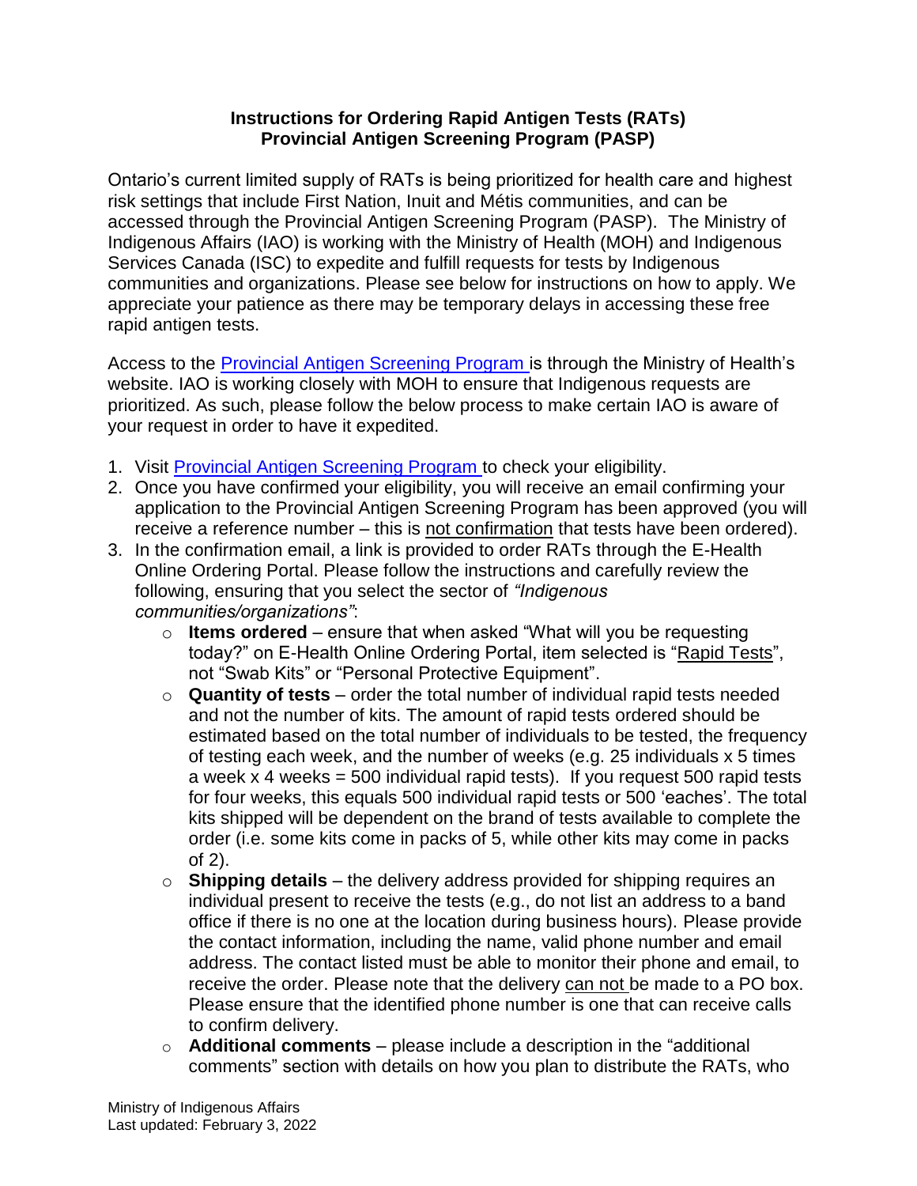# Instructions for Ordering Rapid Antigen Tests (RATs)
## Provincial Antigen Screening Program (PASP)

Ontario's current limited supply of RATs is being prioritized for health care and highest risk settings that include First Nation, Inuit and Métis communities, and can be accessed through the Provincial Antigen Screening Program (PASP). The Ministry of Indigenous Affairs (IAO) is working with the Ministry of Health (MOH) and Indigenous Services Canada (ISC) to expedite and fulfill requests for tests by Indigenous communities and organizations. Please see below for instructions on how to apply. We appreciate your patience as there may be temporary delays in accessing these free rapid antigen tests.

Access to the Provincial Antigen Screening Program is through the Ministry of Health's website. IAO is working closely with MOH to ensure that Indigenous requests are prioritized. As such, please follow the below process to make certain IAO is aware of your request in order to have it expedited.

1. Visit Provincial Antigen Screening Program to check your eligibility.
2. Once you have confirmed your eligibility, you will receive an email confirming your application to the Provincial Antigen Screening Program has been approved (you will receive a reference number – this is <u>not confirmation</u> that tests have been ordered).
3. In the confirmation email, a link is provided to order RATs through the E-Health Online Ordering Portal. Please follow the instructions and carefully review the following, ensuring that you select the sector of *"Indigenous communities/organizations"*:
   - **Items ordered** – ensure that when asked "What will you be requesting today?" on E-Health Online Ordering Portal, item selected is "<u>Rapid Tests</u>", not "Swab Kits" or "Personal Protective Equipment".
   - **Quantity of tests** – order the total number of individual rapid tests needed and not the number of kits. The amount of rapid tests ordered should be estimated based on the total number of individuals to be tested, the frequency of testing each week, and the number of weeks (e.g. 25 individuals x 5 times a week x 4 weeks = 500 individual rapid tests). If you request 500 rapid tests for four weeks, this equals 500 individual rapid tests or 500 'eaches'. The total kits shipped will be dependent on the brand of tests available to complete the order (i.e. some kits come in packs of 5, while other kits may come in packs of 2).
   - **Shipping details** – the delivery address provided for shipping requires an individual present to receive the tests (e.g., do not list an address to a band office if there is no one at the location during business hours). Please provide the contact information, including the name, valid phone number and email address. The contact listed must be able to monitor their phone and email, to receive the order. Please note that the delivery <u>can not</u> be made to a PO box. Please ensure that the identified phone number is one that can receive calls to confirm delivery.
   - **Additional comments** – please include a description in the "additional comments" section with details on how you plan to distribute the RATs, who

Ministry of Indigenous Affairs
Last updated: February 3, 2022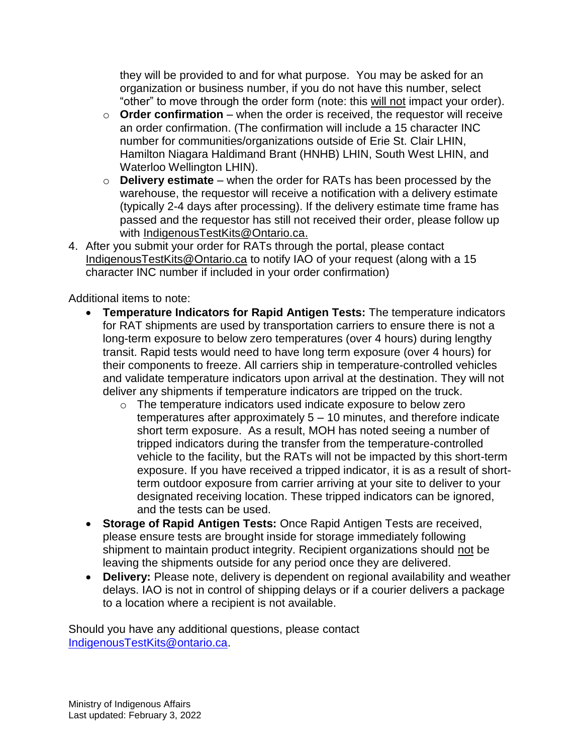they will be provided to and for what purpose. You may be asked for an organization or business number, if you do not have this number, select "other" to move through the order form (note: this will not impact your order).

   - **Order confirmation** – when the order is received, the requestor will receive an order confirmation. (The confirmation will include a 15 character INC number for communities/organizations outside of Erie St. Clair LHIN, Hamilton Niagara Haldimand Brant (HNHB) LHIN, South West LHIN, and Waterloo Wellington LHIN).
   - **Delivery estimate** – when the order for RATs has been processed by the warehouse, the requestor will receive a notification with a delivery estimate (typically 2-4 days after processing). If the delivery estimate time frame has passed and the requestor has still not received their order, please follow up with IndigenousTestKits@Ontario.ca.

4. After you submit your order for RATs through the portal, please contact IndigenousTestKits@Ontario.ca to notify IAO of your request (along with a 15 character INC number if included in your order confirmation)

Additional items to note:

- **Temperature Indicators for Rapid Antigen Tests:** The temperature indicators for RAT shipments are used by transportation carriers to ensure there is not a long-term exposure to below zero temperatures (over 4 hours) during lengthy transit. Rapid tests would need to have long term exposure (over 4 hours) for their components to freeze. All carriers ship in temperature-controlled vehicles and validate temperature indicators upon arrival at the destination. They will not deliver any shipments if temperature indicators are tripped on the truck.
  - The temperature indicators used indicate exposure to below zero temperatures after approximately 5 – 10 minutes, and therefore indicate short term exposure. As a result, MOH has noted seeing a number of tripped indicators during the transfer from the temperature-controlled vehicle to the facility, but the RATs will not be impacted by this short-term exposure. If you have received a tripped indicator, it is as a result of short-term outdoor exposure from carrier arriving at your site to deliver to your designated receiving location. These tripped indicators can be ignored, and the tests can be used.
- **Storage of Rapid Antigen Tests:** Once Rapid Antigen Tests are received, please ensure tests are brought inside for storage immediately following shipment to maintain product integrity. Recipient organizations should not be leaving the shipments outside for any period once they are delivered.
- **Delivery:** Please note, delivery is dependent on regional availability and weather delays. IAO is not in control of shipping delays or if a courier delivers a package to a location where a recipient is not available.

Should you have any additional questions, please contact IndigenousTestKits@ontario.ca.

Ministry of Indigenous Affairs
Last updated: February 3, 2022